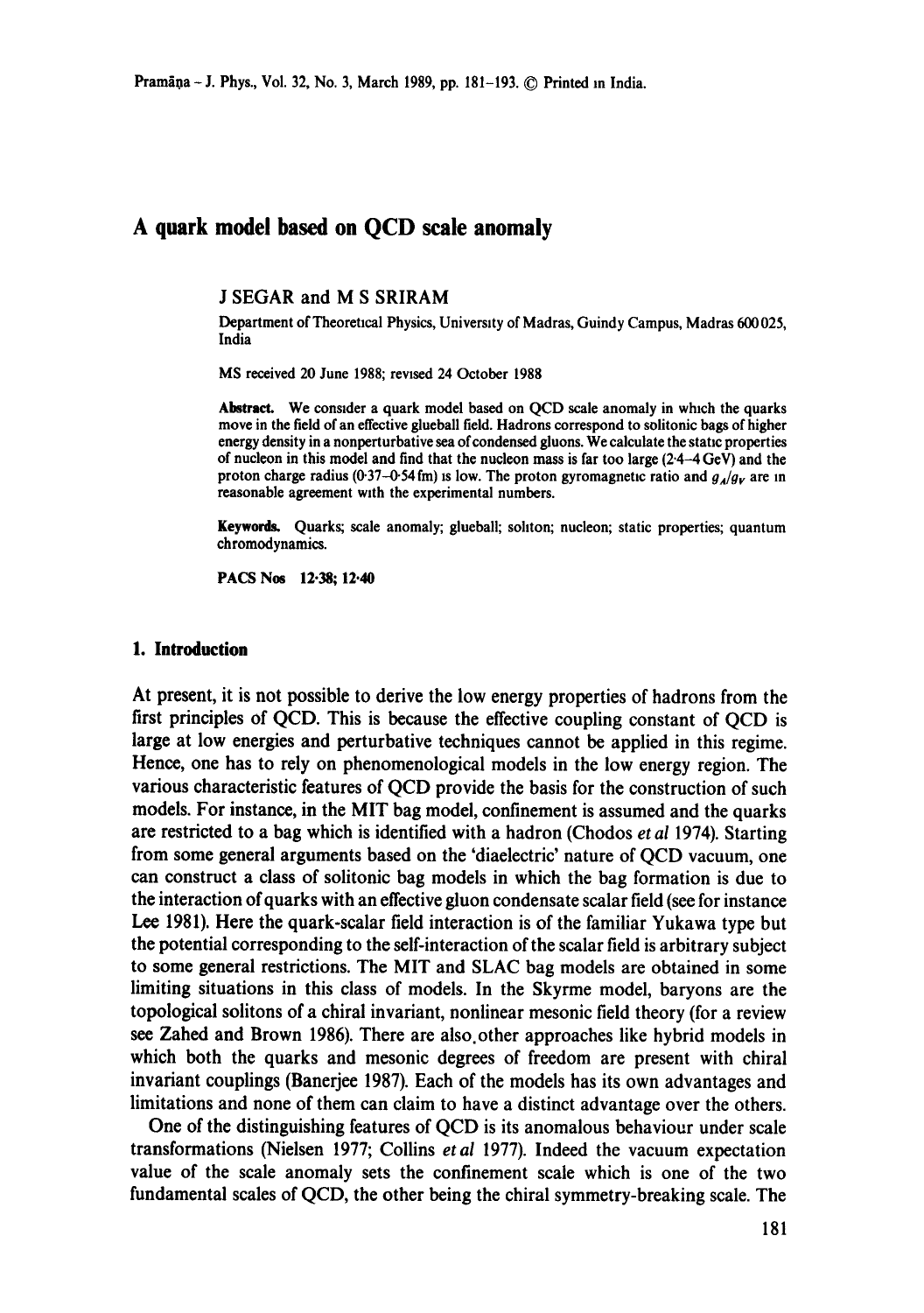# A quark model based on QCD scale anomaly

J SEGAR and M S SRIRAM

Department of Theoretical Physics, University of Madras, Guindy Campus, Madras 600 025, India

MS received 20 June 1988; revised 24 October 1988

**Abstract.** We consider a quark model based on QCD scale anomaly in which the quarks move in the field of an effective glueball field. Hadrons correspond to solitonic bags of higher energy density in a nonperturbative sea of condensed gluons. We calculate the static properties of nucleon in this model and find that the nucleon mass is far too large (2·4–4 GeV) and the proton charge radius (0·37–0·54 fm) is low. The proton gyromagnetic ratio and $g_A/g_V$ are in reasonable agreement with the experimental numbers.

**Keywords.** Quarks; scale anomaly; glueball; soliton; nucleon; static properties; quantum chromodynamics.

**PACS Nos** 12·38; 12·40

## 1. Introduction

At present, it is not possible to derive the low energy properties of hadrons from the first principles of QCD. This is because the effective coupling constant of QCD is large at low energies and perturbative techniques cannot be applied in this regime. Hence, one has to rely on phenomenological models in the low energy region. The various characteristic features of QCD provide the basis for the construction of such models. For instance, in the MIT bag model, confinement is assumed and the quarks are restricted to a bag which is identified with a hadron (Chodos *et al* 1974). Starting from some general arguments based on the 'diaelectric' nature of QCD vacuum, one can construct a class of solitonic bag models in which the bag formation is due to the interaction of quarks with an effective gluon condensate scalar field (see for instance Lee 1981). Here the quark-scalar field interaction is of the familiar Yukawa type but the potential corresponding to the self-interaction of the scalar field is arbitrary subject to some general restrictions. The MIT and SLAC bag models are obtained in some limiting situations in this class of models. In the Skyrme model, baryons are the topological solitons of a chiral invariant, nonlinear mesonic field theory (for a review see Zahed and Brown 1986). There are also other approaches like hybrid models in which both the quarks and mesonic degrees of freedom are present with chiral invariant couplings (Banerjee 1987). Each of the models has its own advantages and limitations and none of them can claim to have a distinct advantage over the others.

One of the distinguishing features of QCD is its anomalous behaviour under scale transformations (Nielsen 1977; Collins *et al* 1977). Indeed the vacuum expectation value of the scale anomaly sets the confinement scale which is one of the two fundamental scales of QCD, the other being the chiral symmetry-breaking scale. The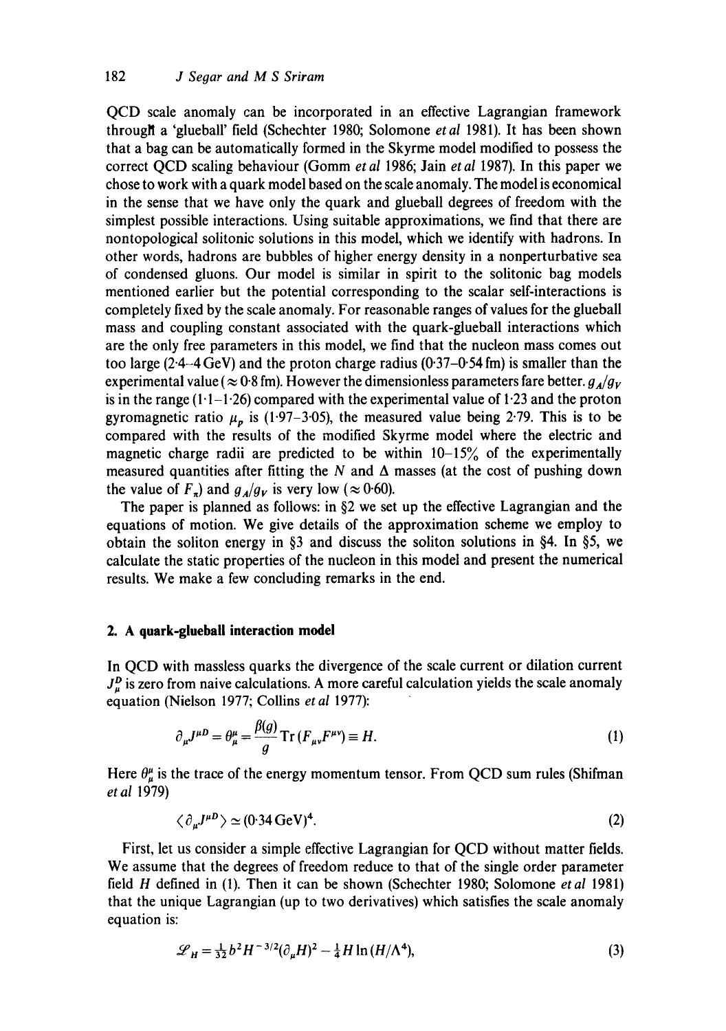QCD scale anomaly can be incorporated in an effective Lagrangian framework through a 'glueball' field (Schechter 1980; Solomone *et al* 1981). It has been shown that a bag can be automatically formed in the Skyrme model modified to possess the correct QCD scaling behaviour (Gomm *et al* 1986; Jain *et al* 1987). In this paper we chose to work with a quark model based on the scale anomaly. The model is economical in the sense that we have only the quark and glueball degrees of freedom with the simplest possible interactions. Using suitable approximations, we find that there are nontopological solitonic solutions in this model, which we identify with hadrons. In other words, hadrons are bubbles of higher energy density in a nonperturbative sea of condensed gluons. Our model is similar in spirit to the solitonic bag models mentioned earlier but the potential corresponding to the scalar self-interactions is completely fixed by the scale anomaly. For reasonable ranges of values for the glueball mass and coupling constant associated with the quark-glueball interactions which are the only free parameters in this model, we find that the nucleon mass comes out too large (2·4–4 GeV) and the proton charge radius (0·37–0·54 fm) is smaller than the experimental value ($\approx 0{\cdot}8$ fm). However the dimensionless parameters fare better. $g_A/g_V$ is in the range (1·1–1·26) compared with the experimental value of 1·23 and the proton gyromagnetic ratio $\mu_p$ is (1·97–3·05), the measured value being 2·79. This is to be compared with the results of the modified Skyrme model where the electric and magnetic charge radii are predicted to be within 10–15% of the experimentally measured quantities after fitting the $N$ and $\Delta$ masses (at the cost of pushing down the value of $F_\pi$) and $g_A/g_V$ is very low ($\approx 0{\cdot}60$).

The paper is planned as follows: in §2 we set up the effective Lagrangian and the equations of motion. We give details of the approximation scheme we employ to obtain the soliton energy in §3 and discuss the soliton solutions in §4. In §5, we calculate the static properties of the nucleon in this model and present the numerical results. We make a few concluding remarks in the end.

## 2. A quark-glueball interaction model

In QCD with massless quarks the divergence of the scale current or dilation current $J^D_\mu$ is zero from naive calculations. A more careful calculation yields the scale anomaly equation (Nielson 1977; Collins *et al* 1977):

$$\partial_\mu J^{\mu D} = \theta^\mu_\mu = \frac{\beta(g)}{g}\operatorname{Tr}(F_{\mu\nu}F^{\mu\nu}) \equiv H. \tag{1}$$

Here $\theta^\mu_\mu$ is the trace of the energy momentum tensor. From QCD sum rules (Shifman *et al* 1979)

$$\langle \partial_\mu J^{\mu D} \rangle \simeq (0{\cdot}34\,\text{GeV})^4. \tag{2}$$

First, let us consider a simple effective Lagrangian for QCD without matter fields. We assume that the degrees of freedom reduce to that of the single order parameter field $H$ defined in (1). Then it can be shown (Schechter 1980; Solomone *et al* 1981) that the unique Lagrangian (up to two derivatives) which satisfies the scale anomaly equation is:

$$\mathscr{L}_H = \tfrac{1}{32} b^2 H^{-3/2} (\partial_\mu H)^2 - \tfrac{1}{4} H \ln(H/\Lambda^4), \tag{3}$$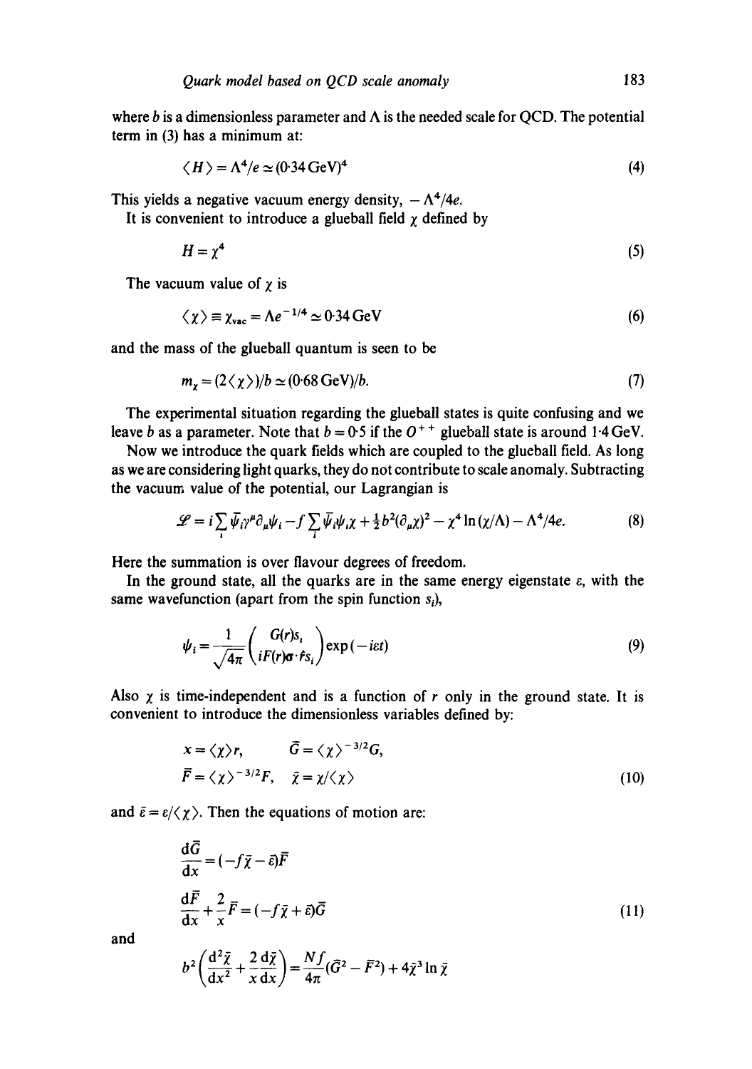where $b$ is a dimensionless parameter and $\Lambda$ is the needed scale for QCD. The potential term in (3) has a minimum at:

$$\langle H \rangle = \Lambda^4/e \simeq (0{\cdot}34\,\text{GeV})^4 \tag{4}$$

This yields a negative vacuum energy density, $-\Lambda^4/4e$.

It is convenient to introduce a glueball field $\chi$ defined by

$$H = \chi^4 \tag{5}$$

The vacuum value of $\chi$ is

$$\langle \chi \rangle \equiv \chi_{\text{vac}} = \Lambda e^{-1/4} \simeq 0{\cdot}34\,\text{GeV} \tag{6}$$

and the mass of the glueball quantum is seen to be

$$m_\chi = (2\langle \chi \rangle)/b \simeq (0{\cdot}68\,\text{GeV})/b. \tag{7}$$

The experimental situation regarding the glueball states is quite confusing and we leave $b$ as a parameter. Note that $b = 0{\cdot}5$ if the $0^{++}$ glueball state is around $1{\cdot}4\,\text{GeV}$.

Now we introduce the quark fields which are coupled to the glueball field. As long as we are considering light quarks, they do not contribute to scale anomaly. Subtracting the vacuum value of the potential, our Lagrangian is

$$\mathscr{L} = i\sum_i \bar{\psi}_i \gamma^\mu \partial_\mu \psi_i - f\sum_i \bar{\psi}_i \psi_i \chi + \tfrac{1}{2}b^2(\partial_\mu \chi)^2 - \chi^4 \ln(\chi/\Lambda) - \Lambda^4/4e. \tag{8}$$

Here the summation is over flavour degrees of freedom.

In the ground state, all the quarks are in the same energy eigenstate $\varepsilon$, with the same wavefunction (apart from the spin function $s_i$),

$$\psi_i = \frac{1}{\sqrt{4\pi}} \begin{pmatrix} G(r) s_i \\ iF(r) \boldsymbol{\sigma}\cdot\hat{\boldsymbol{r}} s_i \end{pmatrix} \exp(-i\varepsilon t) \tag{9}$$

Also $\chi$ is time-independent and is a function of $r$ only in the ground state. It is convenient to introduce the dimensionless variables defined by:

$$\begin{aligned} x &= \langle \chi \rangle r, \qquad \bar{G} = \langle \chi \rangle^{-3/2} G, \\ \bar{F} &= \langle \chi \rangle^{-3/2} F, \quad \bar{\chi} = \chi/\langle \chi \rangle \end{aligned} \tag{10}$$

and $\bar{\varepsilon} = \varepsilon/\langle \chi \rangle$. Then the equations of motion are:

$$\begin{aligned} \frac{\mathrm{d}\bar{G}}{\mathrm{d}x} &= (-f\bar{\chi} - \bar{\varepsilon})\bar{F} \\ \frac{\mathrm{d}\bar{F}}{\mathrm{d}x} + \frac{2}{x}\bar{F} &= (-f\bar{\chi} + \bar{\varepsilon})\bar{G} \end{aligned} \tag{11}$$

and

$$b^2\left(\frac{\mathrm{d}^2\bar{\chi}}{\mathrm{d}x^2} + \frac{2}{x}\frac{\mathrm{d}\bar{\chi}}{\mathrm{d}x}\right) = \frac{Nf}{4\pi}(\bar{G}^2 - \bar{F}^2) + 4\bar{\chi}^3 \ln \bar{\chi}$$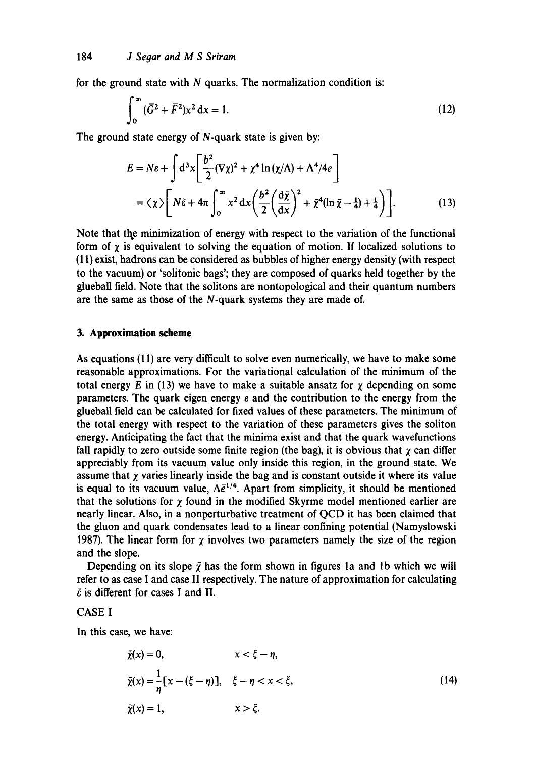for the ground state with $N$ quarks. The normalization condition is:

$$\int_0^\infty (\bar{G}^2 + \bar{F}^2)x^2\,\mathrm{d}x = 1. \tag{12}$$

The ground state energy of $N$-quark state is given by:

$$\begin{aligned} E &= N\varepsilon + \int \mathrm{d}^3x \left[\frac{b^2}{2}(\nabla\chi)^2 + \chi^4 \ln(\chi/\Lambda) + \Lambda^4/4e\right] \\ &= \langle\chi\rangle\left[N\bar{\varepsilon} + 4\pi\int_0^\infty x^2\,\mathrm{d}x\left(\frac{b^2}{2}\left(\frac{\mathrm{d}\bar{\chi}}{\mathrm{d}x}\right)^2 + \bar{\chi}^4(\ln\bar{\chi} - \tfrac{1}{4}) + \tfrac{1}{4}\right)\right]. \end{aligned} \tag{13}$$

Note that the minimization of energy with respect to the variation of the functional form of $\chi$ is equivalent to solving the equation of motion. If localized solutions to (11) exist, hadrons can be considered as bubbles of higher energy density (with respect to the vacuum) or 'solitonic bags'; they are composed of quarks held together by the glueball field. Note that the solitons are nontopological and their quantum numbers are the same as those of the $N$-quark systems they are made of.

## 3. Approximation scheme

As equations (11) are very difficult to solve even numerically, we have to make some reasonable approximations. For the variational calculation of the minimum of the total energy $E$ in (13) we have to make a suitable ansatz for $\chi$ depending on some parameters. The quark eigen energy $\varepsilon$ and the contribution to the energy from the glueball field can be calculated for fixed values of these parameters. The minimum of the total energy with respect to the variation of these parameters gives the soliton energy. Anticipating the fact that the minima exist and that the quark wavefunctions fall rapidly to zero outside some finite region (the bag), it is obvious that $\chi$ can differ appreciably from its vacuum value only inside this region, in the ground state. We assume that $\chi$ varies linearly inside the bag and is constant outside it where its value is equal to its vacuum value, $\Lambda\bar{e}^{1/4}$. Apart from simplicity, it should be mentioned that the solutions for $\chi$ found in the modified Skyrme model mentioned earlier are nearly linear. Also, in a nonperturbative treatment of QCD it has been claimed that the gluon and quark condensates lead to a linear confining potential (Namyslowski 1987). The linear form for $\chi$ involves two parameters namely the size of the region and the slope.

Depending on its slope $\bar{\chi}$ has the form shown in figures 1a and 1b which we will refer to as case I and case II respectively. The nature of approximation for calculating $\bar{\varepsilon}$ is different for cases I and II.

### CASE I

In this case, we have:

$$\begin{aligned} \bar{\chi}(x) &= 0, & x &< \xi - \eta, \\ \bar{\chi}(x) &= \frac{1}{\eta}[x - (\xi - \eta)], & \xi - \eta &< x < \xi, \\ \bar{\chi}(x) &= 1, & x &> \xi. \end{aligned} \tag{14}$$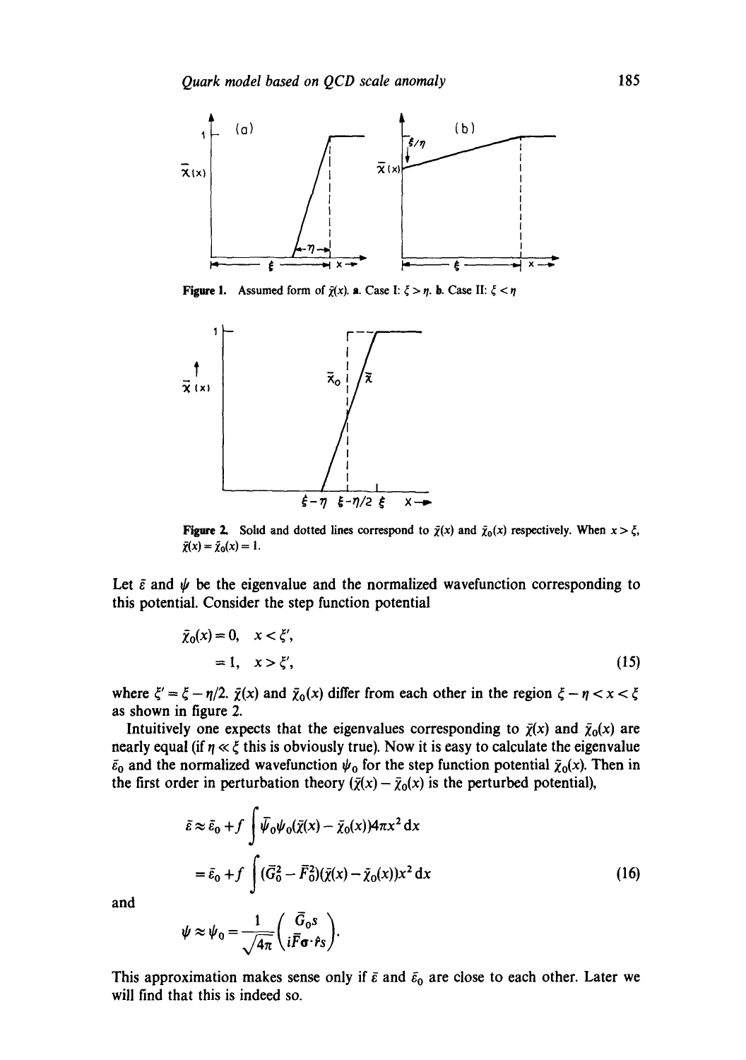Figure 1. Assumed form of $\bar{\chi}(x)$. a. Case I: $\xi > \eta$. b. Case II: $\xi < \eta$

Figure 2. Solid and dotted lines correspond to $\bar{\chi}(x)$ and $\bar{\chi}_0(x)$ respectively. When $x > \xi$, $\bar{\chi}(x) = \bar{\chi}_0(x) = 1$.

Let $\bar{\varepsilon}$ and $\psi$ be the eigenvalue and the normalized wavefunction corresponding to this potential. Consider the step function potential

$$
\begin{aligned}
\bar{\chi}_0(x) &= 0, \quad x < \xi', \\
&= 1, \quad x > \xi',
\end{aligned}
\tag{15}
$$

where $\xi' = \xi - \eta/2$. $\bar{\chi}(x)$ and $\bar{\chi}_0(x)$ differ from each other in the region $\xi - \eta < x < \xi$ as shown in figure 2.

Intuitively one expects that the eigenvalues corresponding to $\bar{\chi}(x)$ and $\bar{\chi}_0(x)$ are nearly equal (if $\eta \ll \xi$ this is obviously true). Now it is easy to calculate the eigenvalue $\bar{\varepsilon}_0$ and the normalized wavefunction $\psi_0$ for the step function potential $\bar{\chi}_0(x)$. Then in the first order in perturbation theory ($\bar{\chi}(x) - \bar{\chi}_0(x)$ is the perturbed potential),

$$
\begin{aligned}
\bar{\varepsilon} &\approx \bar{\varepsilon}_0 + f \int \bar{\psi}_0 \psi_0 (\bar{\chi}(x) - \bar{\chi}_0(x)) 4\pi x^2 \, \mathrm{d}x \\
&= \bar{\varepsilon}_0 + f \int (\bar{G}_0^2 - \bar{F}_0^2)(\bar{\chi}(x) - \bar{\chi}_0(x)) x^2 \, \mathrm{d}x
\end{aligned}
\tag{16}
$$

and

$$
\psi \approx \psi_0 = \frac{1}{\sqrt{4\pi}} \begin{pmatrix} \bar{G}_0 s \\ i\bar{F}\boldsymbol{\sigma}\cdot\hat{\mathbf{r}} s \end{pmatrix}.
$$

This approximation makes sense only if $\bar{\varepsilon}$ and $\bar{\varepsilon}_0$ are close to each other. Later we will find that this is indeed so.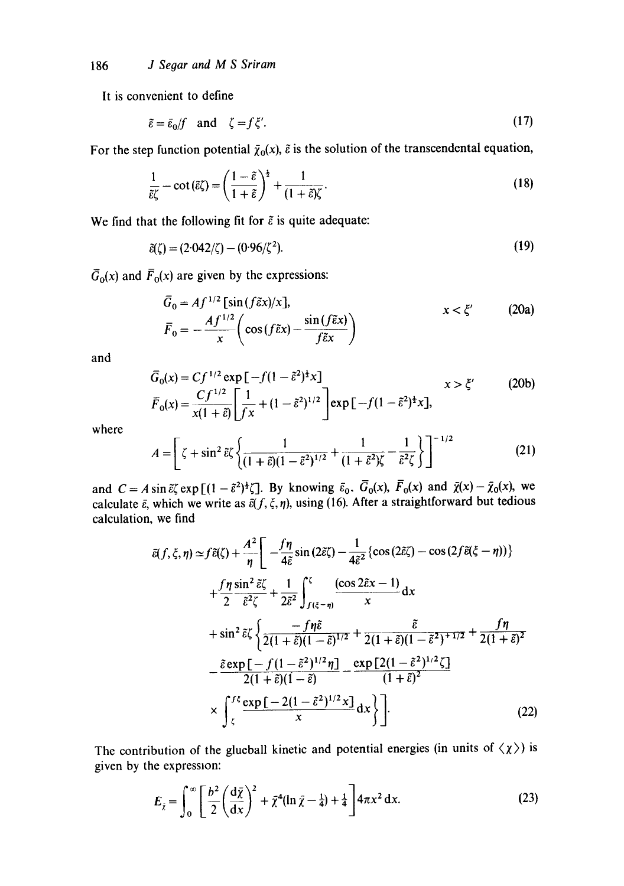It is convenient to define

$$\bar{\varepsilon} = \bar{\varepsilon}_0/f \quad \text{and} \quad \zeta = f\xi'. \tag{17}$$

For the step function potential $\bar{\chi}_0(x)$, $\bar{\varepsilon}$ is the solution of the transcendental equation,

$$\frac{1}{\bar{\varepsilon}\zeta} - \cot(\bar{\varepsilon}\zeta) = \left(\frac{1-\bar{\varepsilon}}{1+\bar{\varepsilon}}\right)^{\frac{1}{2}} + \frac{1}{(1+\bar{\varepsilon})\zeta}. \tag{18}$$

We find that the following fit for $\bar{\varepsilon}$ is quite adequate:

$$\bar{\varepsilon}(\zeta) = (2\cdot 042/\zeta) - (0\cdot 96/\zeta^2). \tag{19}$$

$\bar{G}_0(x)$ and $\bar{F}_0(x)$ are given by the expressions:

$$\left.\begin{aligned} \bar{G}_0 &= A f^{1/2}[\sin(f\bar{\varepsilon}x)/x], \\ \bar{F}_0 &= -\frac{A f^{1/2}}{x}\left(\cos(f\bar{\varepsilon}x) - \frac{\sin(f\bar{\varepsilon}x)}{f\bar{\varepsilon}x}\right) \end{aligned}\right\} \quad x < \xi' \tag{20a}$$

and

$$\left.\begin{aligned} \bar{G}_0(x) &= C f^{1/2} \exp[-f(1-\bar{\varepsilon}^2)^{\frac{1}{2}}x] \\ \bar{F}_0(x) &= \frac{C f^{1/2}}{x(1+\bar{\varepsilon})}\left[\frac{1}{fx} + (1-\bar{\varepsilon}^2)^{1/2}\right]\exp[-f(1-\bar{\varepsilon}^2)^{\frac{1}{2}}x], \end{aligned}\right\} \quad x > \xi' \tag{20b}$$

where

$$A = \left[\zeta + \sin^2 \bar{\varepsilon}\zeta\left\{\frac{1}{(1+\bar{\varepsilon})(1-\bar{\varepsilon}^2)^{1/2}} + \frac{1}{(1+\bar{\varepsilon}^2)\zeta} - \frac{1}{\bar{\varepsilon}^2\zeta}\right\}\right]^{-1/2} \tag{21}$$

and $C = A\sin\bar{\varepsilon}\zeta\exp[(1-\bar{\varepsilon}^2)^{\frac{1}{2}}\zeta]$. By knowing $\bar{\varepsilon}_0$, $\bar{G}_0(x)$, $\bar{F}_0(x)$ and $\bar{\chi}(x) - \bar{\chi}_0(x)$, we calculate $\bar{\varepsilon}$, which we write as $\bar{\varepsilon}(f,\xi,\eta)$, using (16). After a straightforward but tedious calculation, we find

$$\begin{aligned} \bar{\varepsilon}(f,\xi,\eta) \simeq f\bar{\varepsilon}(\zeta) + \frac{A^2}{\eta}\Bigg[ &-\frac{f\eta}{4\bar{\varepsilon}}\sin(2\bar{\varepsilon}\zeta) - \frac{1}{4\bar{\varepsilon}^2}\{\cos(2\bar{\varepsilon}\zeta) - \cos(2f\bar{\varepsilon}(\xi-\eta))\} \\ &+ \frac{f\eta\sin^2\bar{\varepsilon}\zeta}{2\bar{\varepsilon}^2\zeta} + \frac{1}{2\bar{\varepsilon}^2}\int_{f(\xi-\eta)}^{\zeta}\frac{(\cos 2\bar{\varepsilon}x - 1)}{x}\mathrm{d}x \\ &+ \sin^2\bar{\varepsilon}\zeta\Bigg\{\frac{-f\eta\bar{\varepsilon}}{2(1+\bar{\varepsilon})(1-\bar{\varepsilon})^{1/2}} + \frac{\bar{\varepsilon}}{2(1+\bar{\varepsilon})(1-\bar{\varepsilon}^2)^{+1/2}} + \frac{f\eta}{2(1+\bar{\varepsilon})^2} \\ &- \frac{\bar{\varepsilon}\exp[-f(1-\bar{\varepsilon}^2)^{1/2}\eta]}{2(1+\bar{\varepsilon})(1-\bar{\varepsilon})} - \frac{\exp[2(1-\bar{\varepsilon}^2)^{1/2}\zeta]}{(1+\bar{\varepsilon})^2} \\ &\times \int_{\zeta}^{f\xi}\frac{\exp[-2(1-\bar{\varepsilon}^2)^{1/2}x]}{x}\mathrm{d}x\Bigg\}\Bigg]. \end{aligned} \tag{22}$$

The contribution of the glueball kinetic and potential energies (in units of $\langle\chi\rangle$) is given by the expression:

$$E_{\bar{\chi}} = \int_0^{\infty}\left[\frac{b^2}{2}\left(\frac{\mathrm{d}\bar{\chi}}{\mathrm{d}x}\right)^2 + \bar{\chi}^4(\ln\bar{\chi} - \tfrac{1}{4}) + \tfrac{1}{4}\right]4\pi x^2\,\mathrm{d}x. \tag{23}$$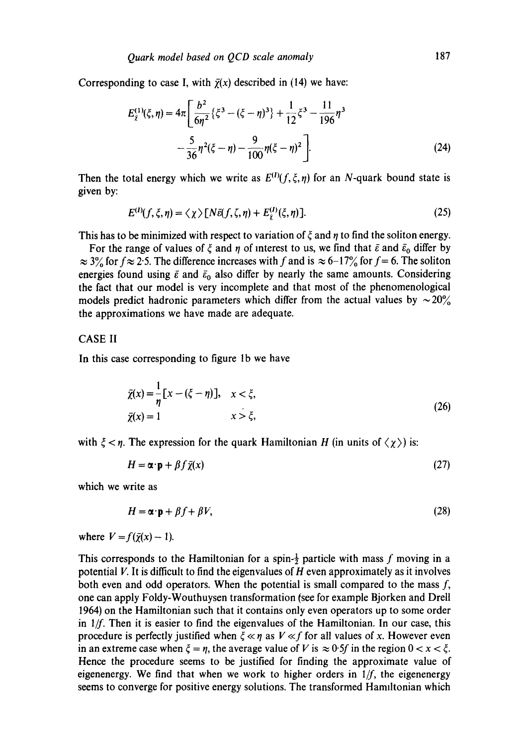Corresponding to case I, with $\bar{\chi}(x)$ described in (14) we have:

$$E_{\bar{\chi}}^{(1)}(\xi,\eta) = 4\pi\left[\frac{b^2}{6\eta^2}\{\xi^3 - (\xi-\eta)^3\} + \frac{1}{12}\xi^3 - \frac{11}{196}\eta^3 - \frac{5}{36}\eta^2(\xi-\eta) - \frac{9}{100}\eta(\xi-\eta)^2\right]. \tag{24}$$

Then the total energy which we write as $E^{(I)}(f,\xi,\eta)$ for an $N$-quark bound state is given by:

$$E^{(I)}(f,\xi,\eta) = \langle\chi\rangle[N\bar{\varepsilon}(f,\zeta,\eta) + E_{\bar{\chi}}^{(I)}(\xi,\eta)]. \tag{25}$$

This has to be minimized with respect to variation of $\xi$ and $\eta$ to find the soliton energy.

For the range of values of $\xi$ and $\eta$ of interest to us, we find that $\bar{\varepsilon}$ and $\bar{\varepsilon}_0$ differ by $\approx 3\%$ for $f \approx 2{\cdot}5$. The difference increases with $f$ and is $\approx 6$–$17\%$ for $f = 6$. The soliton energies found using $\bar{\varepsilon}$ and $\bar{\varepsilon}_0$ also differ by nearly the same amounts. Considering the fact that our model is very incomplete and that most of the phenomenological models predict hadronic parameters which differ from the actual values by $\sim 20\%$ the approximations we have made are adequate.

## CASE II

In this case corresponding to figure 1b we have

$$\begin{aligned} \bar{\chi}(x) &= \frac{1}{\eta}[x - (\xi - \eta)], \quad x < \xi, \\ \bar{\chi}(x) &= 1 \qquad\qquad\qquad\quad x > \xi, \end{aligned} \tag{26}$$

with $\xi < \eta$. The expression for the quark Hamiltonian $H$ (in units of $\langle\chi\rangle$) is:

$$H = \boldsymbol{\alpha}\cdot\mathbf{p} + \beta f \bar{\chi}(x) \tag{27}$$

which we write as

$$H = \boldsymbol{\alpha}\cdot\mathbf{p} + \beta f + \beta V, \tag{28}$$

where $V = f(\bar{\chi}(x) - 1)$.

This corresponds to the Hamiltonian for a spin-$\frac{1}{2}$ particle with mass $f$ moving in a potential $V$. It is difficult to find the eigenvalues of $H$ even approximately as it involves both even and odd operators. When the potential is small compared to the mass $f$, one can apply Foldy-Wouthuysen transformation (see for example Bjorken and Drell 1964) on the Hamiltonian such that it contains only even operators up to some order in $1/f$. Then it is easier to find the eigenvalues of the Hamiltonian. In our case, this procedure is perfectly justified when $\xi \ll \eta$ as $V \ll f$ for all values of $x$. However even in an extreme case when $\xi = \eta$, the average value of $V$ is $\approx 0{\cdot}5f$ in the region $0 < x < \xi$. Hence the procedure seems to be justified for finding the approximate value of eigenenergy. We find that when we work to higher orders in $1/f$, the eigenenergy seems to converge for positive energy solutions. The transformed Hamiltonian which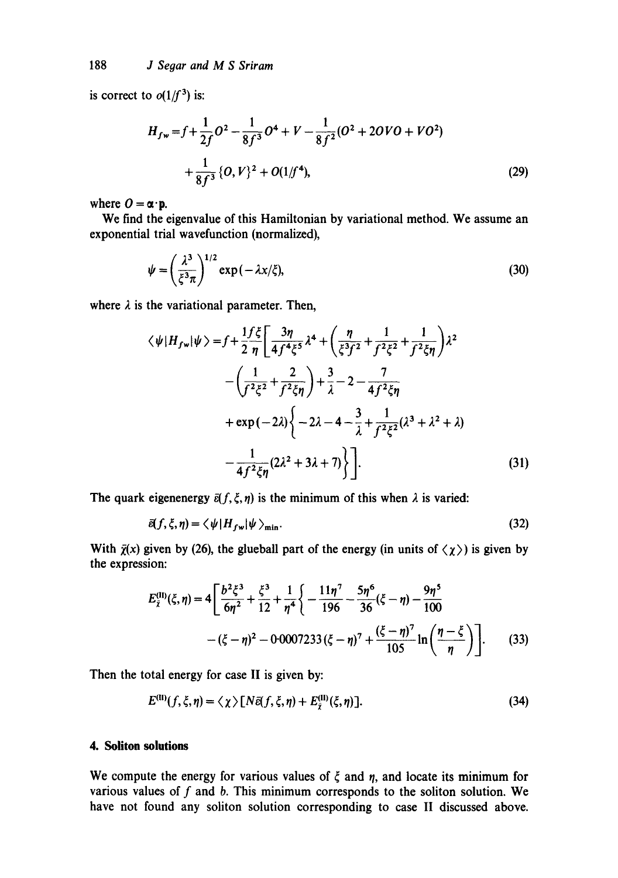is correct to $o(1/f^3)$ is:

$$H_{fw} = f + \frac{1}{2f}O^2 - \frac{1}{8f^3}O^4 + V - \frac{1}{8f^2}(O^2 + 2OVO + VO^2) + \frac{1}{8f^3}\{O, V\}^2 + O(1/f^4), \tag{29}$$

where $O = \boldsymbol{\alpha}\cdot\mathbf{p}$.

We find the eigenvalue of this Hamiltonian by variational method. We assume an exponential trial wavefunction (normalized),

$$\psi = \left(\frac{\lambda^3}{\xi^3 \pi}\right)^{1/2} \exp(-\lambda x/\xi), \tag{30}$$

where $\lambda$ is the variational parameter. Then,

$$\begin{aligned}
\langle \psi | H_{fw} | \psi \rangle = f + \frac{1}{2}\frac{f\xi}{\eta}\Bigg[ & \frac{3\eta}{4f^4\xi^5}\lambda^4 + \left(\frac{\eta}{\xi^3 f^2} + \frac{1}{f^2\xi^2} + \frac{1}{f^2\xi\eta}\right)\lambda^2 \\
& - \left(\frac{1}{f^2\xi^2} + \frac{2}{f^2\xi\eta}\right) + \frac{3}{\lambda} - 2 - \frac{7}{4f^2\xi\eta} \\
& + \exp(-2\lambda)\left\{ -2\lambda - 4 - \frac{3}{\lambda} + \frac{1}{f^2\xi^2}(\lambda^3 + \lambda^2 + \lambda) \right. \\
& \left. - \frac{1}{4f^2\xi\eta}(2\lambda^2 + 3\lambda + 7) \right\} \Bigg].
\end{aligned} \tag{31}$$

The quark eigenenergy $\bar{\varepsilon}(f, \xi, \eta)$ is the minimum of this when $\lambda$ is varied:

$$\bar{\varepsilon}(f, \xi, \eta) = \langle \psi | H_{fw} | \psi \rangle_{\min}. \tag{32}$$

With $\bar{\chi}(x)$ given by (26), the glueball part of the energy (in units of $\langle \chi \rangle$) is given by the expression:

$$\begin{aligned}
E_{\bar{\chi}}^{(\mathrm{II})}(\xi, \eta) = 4\Bigg[ & \frac{b^2\xi^3}{6\eta^2} + \frac{\xi^3}{12} + \frac{1}{\eta^4}\Bigg\{ -\frac{11\eta^7}{196} - \frac{5\eta^6}{36}(\xi - \eta) - \frac{9\eta^5}{100} \\
& - (\xi - \eta)^2 - 0{\cdot}0007233(\xi - \eta)^7 + \frac{(\xi - \eta)^7}{105}\ln\left(\frac{\eta - \xi}{\eta}\right)\Bigg\}\Bigg].
\end{aligned} \tag{33}$$

Then the total energy for case II is given by:

$$E^{(\mathrm{II})}(f, \xi, \eta) = \langle \chi \rangle [N\bar{\varepsilon}(f, \xi, \eta) + E_{\bar{\chi}}^{(\mathrm{II})}(\xi, \eta)]. \tag{34}$$

## 4. Soliton solutions

We compute the energy for various values of $\xi$ and $\eta$, and locate its minimum for various values of $f$ and $b$. This minimum corresponds to the soliton solution. We have not found any soliton solution corresponding to case II discussed above.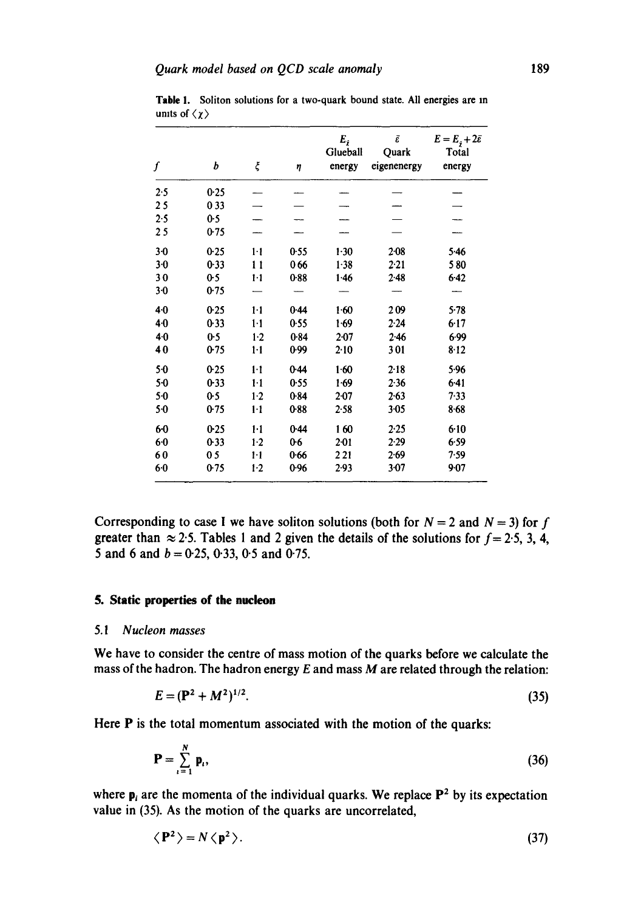**Table 1.** Soliton solutions for a two-quark bound state. All energies are in units of $\langle \chi \rangle$

| $f$ | $b$ | $\xi$ | $\eta$ | $E_{\bar{\chi}}$ Glueball energy | $\bar{\varepsilon}$ Quark eigenenergy | $E = E_{\bar{\chi}} + 2\bar{\varepsilon}$ Total energy |
|---|---|---|---|---|---|---|
| 2·5 | 0·25 | — | — | — | — | — |
| 2·5 | 0·33 | — | — | — | — | — |
| 2·5 | 0·5 | — | — | — | — | — |
| 2·5 | 0·75 | — | — | — | — | — |
| 3·0 | 0·25 | 1·1 | 0·55 | 1·30 | 2·08 | 5·46 |
| 3·0 | 0·33 | 1·1 | 0·66 | 1·38 | 2·21 | 5·80 |
| 3·0 | 0·5 | 1·1 | 0·88 | 1·46 | 2·48 | 6·42 |
| 3·0 | 0·75 | — | — | — | — | — |
| 4·0 | 0·25 | 1·1 | 0·44 | 1·60 | 2·09 | 5·78 |
| 4·0 | 0·33 | 1·1 | 0·55 | 1·69 | 2·24 | 6·17 |
| 4·0 | 0·5 | 1·2 | 0·84 | 2·07 | 2·46 | 6·99 |
| 4·0 | 0·75 | 1·1 | 0·99 | 2·10 | 3·01 | 8·12 |
| 5·0 | 0·25 | 1·1 | 0·44 | 1·60 | 2·18 | 5·96 |
| 5·0 | 0·33 | 1·1 | 0·55 | 1·69 | 2·36 | 6·41 |
| 5·0 | 0·5 | 1·2 | 0·84 | 2·07 | 2·63 | 7·33 |
| 5·0 | 0·75 | 1·1 | 0·88 | 2·58 | 3·05 | 8·68 |
| 6·0 | 0·25 | 1·1 | 0·44 | 1·60 | 2·25 | 6·10 |
| 6·0 | 0·33 | 1·2 | 0·6 | 2·01 | 2·29 | 6·59 |
| 6·0 | 0·5 | 1·1 | 0·66 | 2·21 | 2·69 | 7·59 |
| 6·0 | 0·75 | 1·2 | 0·96 | 2·93 | 3·07 | 9·07 |

Corresponding to case I we have soliton solutions (both for $N = 2$ and $N = 3$) for $f$ greater than $\approx 2{\cdot}5$. Tables 1 and 2 given the details of the solutions for $f = 2{\cdot}5$, 3, 4, 5 and 6 and $b = 0{\cdot}25$, 0·33, 0·5 and 0·75.

## 5. Static properties of the nucleon

### 5.1 *Nucleon masses*

We have to consider the centre of mass motion of the quarks before we calculate the mass of the hadron. The hadron energy $E$ and mass $M$ are related through the relation:

$$E = (\mathbf{P}^2 + M^2)^{1/2}. \tag{35}$$

Here $\mathbf{P}$ is the total momentum associated with the motion of the quarks:

$$\mathbf{P} = \sum_{i=1}^{N} \mathbf{p}_i, \tag{36}$$

where $\mathbf{p}_i$ are the momenta of the individual quarks. We replace $\mathbf{P}^2$ by its expectation value in (35). As the motion of the quarks are uncorrelated,

$$\langle \mathbf{P}^2 \rangle = N \langle \mathbf{p}^2 \rangle. \tag{37}$$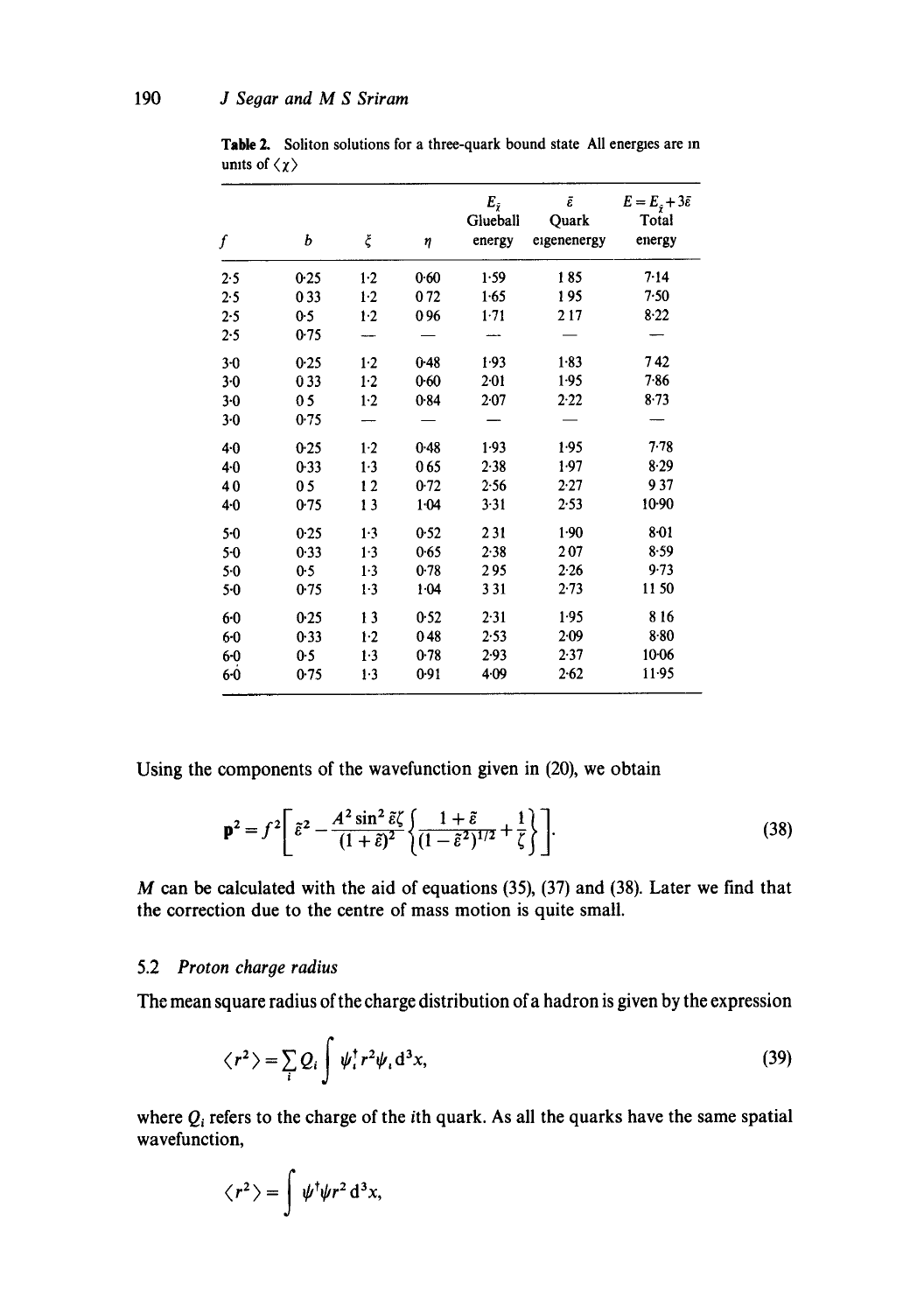**Table 2.** Soliton solutions for a three-quark bound state All energies are in units of $\langle\chi\rangle$

| $f$ | $b$ | $\xi$ | $\eta$ | $E_{\bar{\chi}}$ Glueball energy | $\bar{\varepsilon}$ Quark eigenenergy | $E = E_{\bar{\chi}} + 3\bar{\varepsilon}$ Total energy |
|---|---|---|---|---|---|---|
| 2·5 | 0·25 | 1·2 | 0·60 | 1·59 | 1·85 | 7·14 |
| 2·5 | 0·33 | 1·2 | 0·72 | 1·65 | 1·95 | 7·50 |
| 2·5 | 0·5 | 1·2 | 0·96 | 1·71 | 2·17 | 8·22 |
| 2·5 | 0·75 | — | — | — | — | — |
| 3·0 | 0·25 | 1·2 | 0·48 | 1·93 | 1·83 | 7·42 |
| 3·0 | 0·33 | 1·2 | 0·60 | 2·01 | 1·95 | 7·86 |
| 3·0 | 0·5 | 1·2 | 0·84 | 2·07 | 2·22 | 8·73 |
| 3·0 | 0·75 | — | — | — | — | — |
| 4·0 | 0·25 | 1·2 | 0·48 | 1·93 | 1·95 | 7·78 |
| 4·0 | 0·33 | 1·3 | 0·65 | 2·38 | 1·97 | 8·29 |
| 4·0 | 0·5 | 1·2 | 0·72 | 2·56 | 2·27 | 9·37 |
| 4·0 | 0·75 | 1·3 | 1·04 | 3·31 | 2·53 | 10·90 |
| 5·0 | 0·25 | 1·3 | 0·52 | 2·31 | 1·90 | 8·01 |
| 5·0 | 0·33 | 1·3 | 0·65 | 2·38 | 2·07 | 8·59 |
| 5·0 | 0·5 | 1·3 | 0·78 | 2·95 | 2·26 | 9·73 |
| 5·0 | 0·75 | 1·3 | 1·04 | 3·31 | 2·73 | 11·50 |
| 6·0 | 0·25 | 1·3 | 0·52 | 2·31 | 1·95 | 8·16 |
| 6·0 | 0·33 | 1·2 | 0·48 | 2·53 | 2·09 | 8·80 |
| 6·0 | 0·5 | 1·3 | 0·78 | 2·93 | 2·37 | 10·06 |
| 6·0 | 0·75 | 1·3 | 0·91 | 4·09 | 2·62 | 11·95 |

Using the components of the wavefunction given in (20), we obtain

$$\mathbf{p}^2 = f^2\left[\bar{\varepsilon}^2 - \frac{A^2 \sin^2 \bar{\varepsilon}\zeta}{(1+\bar{\varepsilon})^2}\left\{\frac{1+\bar{\varepsilon}}{(1-\bar{\varepsilon}^2)^{1/2}} + \frac{1}{\zeta}\right\}\right]. \tag{38}$$

$M$ can be calculated with the aid of equations (35), (37) and (38). Later we find that the correction due to the centre of mass motion is quite small.

### 5.2 *Proton charge radius*

The mean square radius of the charge distribution of a hadron is given by the expression

$$\langle r^2 \rangle = \sum_i Q_i \int \psi_i^\dagger r^2 \psi_i \, d^3x, \tag{39}$$

where $Q_i$ refers to the charge of the $i$th quark. As all the quarks have the same spatial wavefunction,

$$\langle r^2 \rangle = \int \psi^\dagger \psi r^2 \, d^3x,$$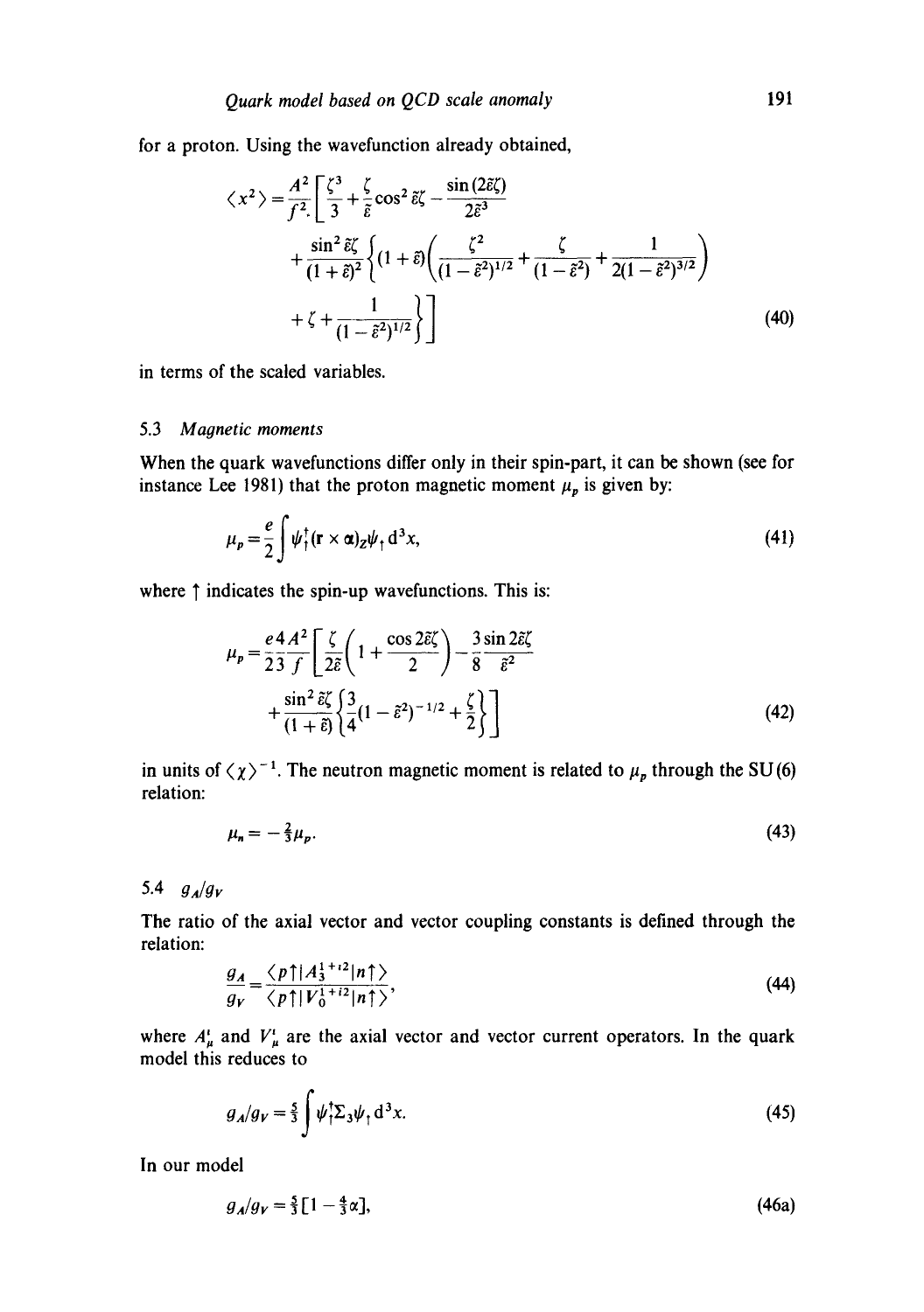for a proton. Using the wavefunction already obtained,

$$\langle x^2 \rangle = \frac{A^2}{f^2}\left[\frac{\zeta^3}{3} + \frac{\zeta}{\tilde{\varepsilon}}\cos^2\tilde{\varepsilon}\zeta - \frac{\sin(2\tilde{\varepsilon}\zeta)}{2\tilde{\varepsilon}^3} + \frac{\sin^2\tilde{\varepsilon}\zeta}{(1+\tilde{\varepsilon})^2}\left\{(1+\tilde{\varepsilon})\left(\frac{\zeta^2}{(1-\tilde{\varepsilon}^2)^{1/2}} + \frac{\zeta}{(1-\tilde{\varepsilon}^2)} + \frac{1}{2(1-\tilde{\varepsilon}^2)^{3/2}}\right) + \zeta + \frac{1}{(1-\tilde{\varepsilon}^2)^{1/2}}\right\}\right] \tag{40}$$

in terms of the scaled variables.

### 5.3 *Magnetic moments*

When the quark wavefunctions differ only in their spin-part, it can be shown (see for instance Lee 1981) that the proton magnetic moment $\mu_p$ is given by:

$$\mu_p = \frac{e}{2}\int \psi_\uparrow^\dagger (\mathbf{r} \times \boldsymbol{\alpha})_z \psi_\uparrow \, d^3x, \tag{41}$$

where $\uparrow$ indicates the spin-up wavefunctions. This is:

$$\mu_p = \frac{e}{2}\frac{4A^2}{3f}\left[\frac{\zeta}{2\tilde{\varepsilon}}\left(1 + \frac{\cos 2\tilde{\varepsilon}\zeta}{2}\right) - \frac{3}{8}\frac{\sin 2\tilde{\varepsilon}\zeta}{\tilde{\varepsilon}^2} + \frac{\sin^2\tilde{\varepsilon}\zeta}{(1+\tilde{\varepsilon})}\left\{\frac{3}{4}(1-\tilde{\varepsilon}^2)^{-1/2} + \frac{\zeta}{2}\right\}\right] \tag{42}$$

in units of $\langle \chi \rangle^{-1}$. The neutron magnetic moment is related to $\mu_p$ through the SU(6) relation:

$$\mu_n = -\tfrac{2}{3}\mu_p. \tag{43}$$

### 5.4 $g_A/g_V$

The ratio of the axial vector and vector coupling constants is defined through the relation:

$$\frac{g_A}{g_V} = \frac{\langle p\uparrow | A_3^{1+i2} | n\uparrow \rangle}{\langle p\uparrow | V_0^{1+i2} | n\uparrow \rangle}, \tag{44}$$

where $A_\mu^i$ and $V_\mu^i$ are the axial vector and vector current operators. In the quark model this reduces to

$$g_A/g_V = \tfrac{5}{3}\int \psi_\uparrow^\dagger \Sigma_3 \psi_\uparrow \, d^3x. \tag{45}$$

In our model

$$g_A/g_V = \tfrac{5}{3}[1 - \tfrac{4}{3}\alpha], \tag{46a}$$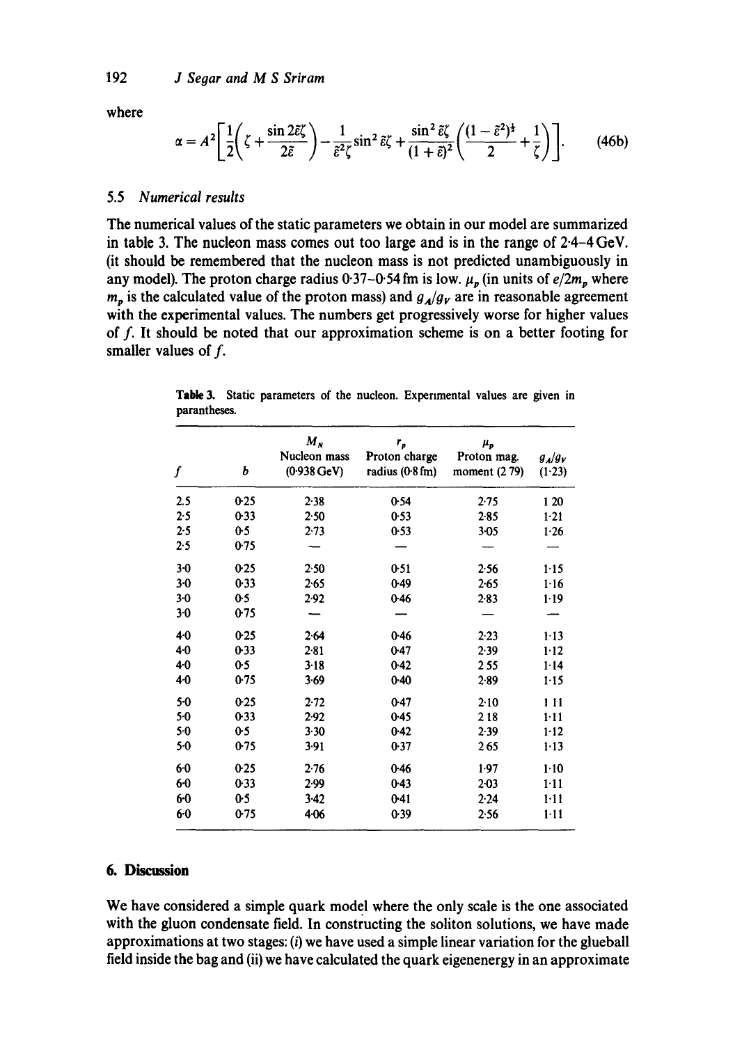where

$$\alpha = A^2\left[\frac{1}{2}\left(\zeta + \frac{\sin 2\tilde{\varepsilon}\zeta}{2\tilde{\varepsilon}}\right) - \frac{1}{\tilde{\varepsilon}^2\zeta}\sin^2\tilde{\varepsilon}\zeta + \frac{\sin^2\tilde{\varepsilon}\zeta}{(1+\tilde{\varepsilon})^2}\left(\frac{(1-\tilde{\varepsilon}^2)^{\frac{1}{2}}}{2} + \frac{1}{\zeta}\right)\right]. \tag{46b}$$

### 5.5 *Numerical results*

The numerical values of the static parameters we obtain in our model are summarized in table 3. The nucleon mass comes out too large and is in the range of 2·4–4 GeV. (it should be remembered that the nucleon mass is not predicted unambiguously in any model). The proton charge radius 0·37–0·54 fm is low. $\mu_p$ (in units of $e/2m_p$ where $m_p$ is the calculated value of the proton mass) and $g_A/g_V$ are in reasonable agreement with the experimental values. The numbers get progressively worse for higher values of $f$. It should be noted that our approximation scheme is on a better footing for smaller values of $f$.

**Table 3.** Static parameters of the nucleon. Experimental values are given in parantheses.

| $f$ | $b$ | $M_N$ Nucleon mass (0·938 GeV) | $r_p$ Proton charge radius (0·8 fm) | $\mu_p$ Proton mag. moment (2·79) | $g_A/g_V$ (1·23) |
|---|---|---|---|---|---|
| 2.5 | 0·25 | 2·38 | 0·54 | 2·75 | 1·20 |
| 2·5 | 0·33 | 2·50 | 0·53 | 2·85 | 1·21 |
| 2·5 | 0·5 | 2·73 | 0·53 | 3·05 | 1·26 |
| 2·5 | 0·75 | — | — | — | — |
| 3·0 | 0·25 | 2·50 | 0·51 | 2·56 | 1·15 |
| 3·0 | 0·33 | 2·65 | 0·49 | 2·65 | 1·16 |
| 3·0 | 0·5 | 2·92 | 0·46 | 2·83 | 1·19 |
| 3·0 | 0·75 | — | — | — | — |
| 4·0 | 0·25 | 2·64 | 0·46 | 2·23 | 1·13 |
| 4·0 | 0·33 | 2·81 | 0·47 | 2·39 | 1·12 |
| 4·0 | 0·5 | 3·18 | 0·42 | 2·55 | 1·14 |
| 4·0 | 0·75 | 3·69 | 0·40 | 2·89 | 1·15 |
| 5·0 | 0·25 | 2·72 | 0·47 | 2·10 | 1·11 |
| 5·0 | 0·33 | 2·92 | 0·45 | 2·18 | 1·11 |
| 5·0 | 0·5 | 3·30 | 0·42 | 2·39 | 1·12 |
| 5·0 | 0·75 | 3·91 | 0·37 | 2·65 | 1·13 |
| 6·0 | 0·25 | 2·76 | 0·46 | 1·97 | 1·10 |
| 6·0 | 0·33 | 2·99 | 0·43 | 2·03 | 1·11 |
| 6·0 | 0·5 | 3·42 | 0·41 | 2·24 | 1·11 |
| 6·0 | 0·75 | 4·06 | 0·39 | 2·56 | 1·11 |

## 6. Discussion

We have considered a simple quark model where the only scale is the one associated with the gluon condensate field. In constructing the soliton solutions, we have made approximations at two stages: (i) we have used a simple linear variation for the glueball field inside the bag and (ii) we have calculated the quark eigenenergy in an approximate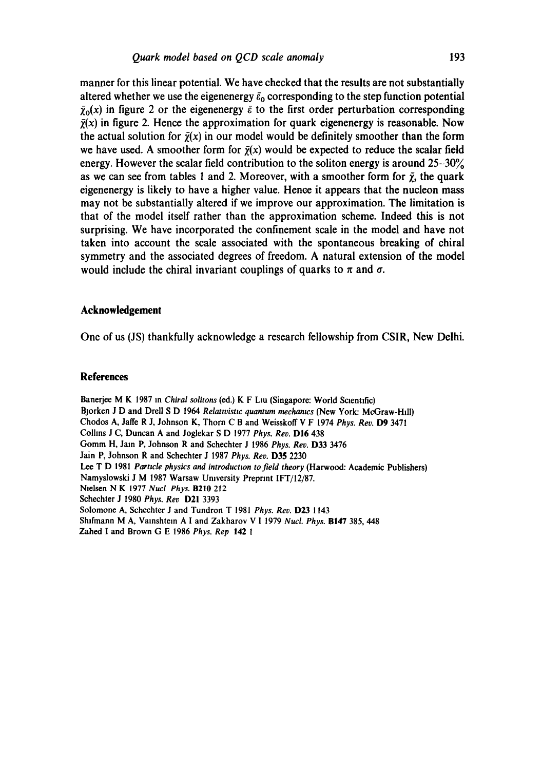manner for this linear potential. We have checked that the results are not substantially altered whether we use the eigenenergy $\bar{\varepsilon}_0$ corresponding to the step function potential $\bar{\chi}_0(x)$ in figure 2 or the eigenenergy $\bar{\varepsilon}$ to the first order perturbation corresponding $\bar{\chi}(x)$ in figure 2. Hence the approximation for quark eigenenergy is reasonable. Now the actual solution for $\bar{\chi}(x)$ in our model would be definitely smoother than the form we have used. A smoother form for $\bar{\chi}(x)$ would be expected to reduce the scalar field energy. However the scalar field contribution to the soliton energy is around 25–30% as we can see from tables 1 and 2. Moreover, with a smoother form for $\bar{\chi}$, the quark eigenenergy is likely to have a higher value. Hence it appears that the nucleon mass may not be substantially altered if we improve our approximation. The limitation is that of the model itself rather than the approximation scheme. Indeed this is not surprising. We have incorporated the confinement scale in the model and have not taken into account the scale associated with the spontaneous breaking of chiral symmetry and the associated degrees of freedom. A natural extension of the model would include the chiral invariant couplings of quarks to $\pi$ and $\sigma$.

## Acknowledgement

One of us (JS) thankfully acknowledge a research fellowship from CSIR, New Delhi.

## References

Banerjee M K 1987 in *Chiral solitons* (ed.) K F Liu (Singapore: World Scientific)
Bjorken J D and Drell S D 1964 *Relativistic quantum mechanics* (New York: McGraw-Hill)
Chodos A, Jaffe R J, Johnson K, Thorn C B and Weisskoff V F 1974 *Phys. Rev.* **D9** 3471
Collins J C, Duncan A and Joglekar S D 1977 *Phys. Rev.* **D16** 438
Gomm H, Jain P, Johnson R and Schechter J 1986 *Phys. Rev.* **D33** 3476
Jain P, Johnson R and Schechter J 1987 *Phys. Rev.* **D35** 2230
Lee T D 1981 *Particle physics and introduction to field theory* (Harwood: Academic Publishers)
Namyslowski J M 1987 Warsaw University Preprint IFT/12/87.
Nielsen N K 1977 *Nucl Phys.* **B210** 212
Schechter J 1980 *Phys. Rev* **D21** 3393
Solomone A, Schechter J and Tundron T 1981 *Phys. Rev.* **D23** 1143
Shifmann M A, Vainshtein A I and Zakharov V I 1979 *Nucl. Phys.* **B147** 385, 448
Zahed I and Brown G E 1986 *Phys. Rep* **142** 1